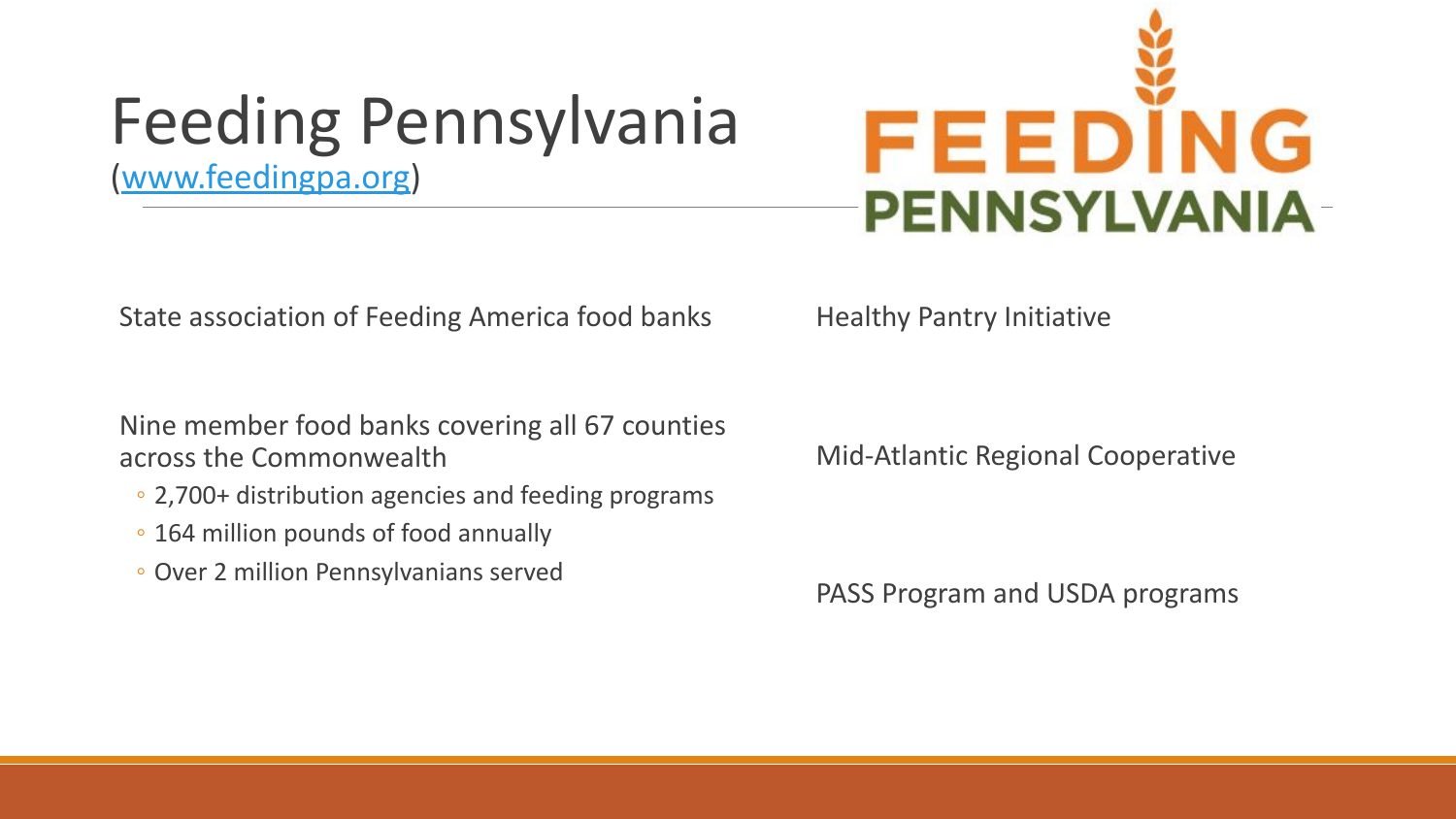# Feeding Pennsylvania

([www.feedingpa.org](http://www.feedingpa.org))

State association of Feeding America food banks

Nine member food banks covering all 67 counties across the Commonwealth

- 2,700+ distribution agencies and feeding programs
- 164 million pounds of food annually
- Over 2 million Pennsylvanians served

Healthy Pantry Initiative

Mid-Atlantic Regional Cooperative

PASS Program and USDA programs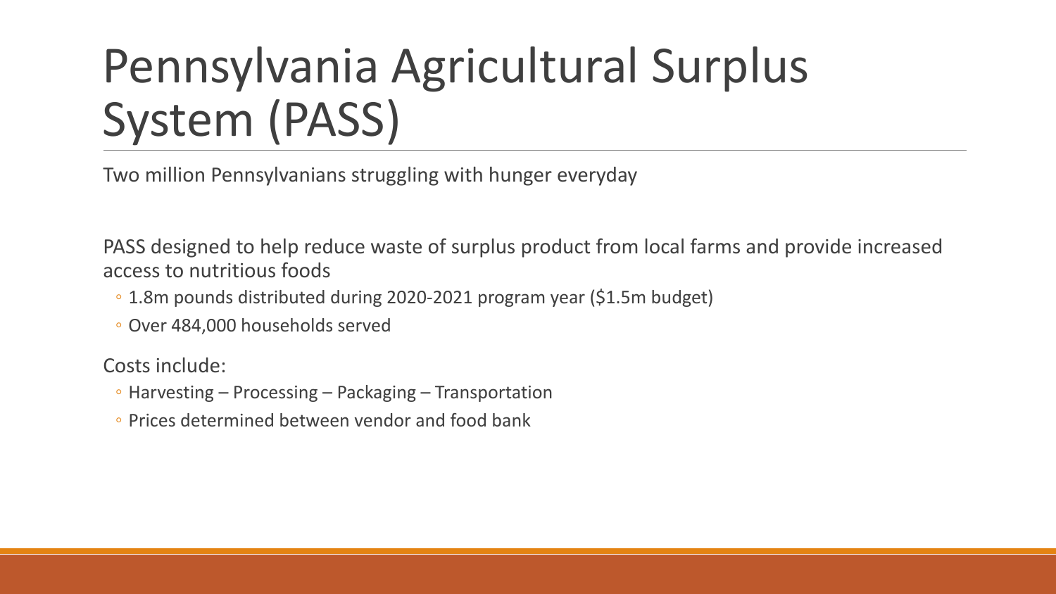# Pennsylvania Agricultural Surplus System (PASS)

Two million Pennsylvanians struggling with hunger everyday

PASS designed to help reduce waste of surplus product from local farms and provide increased access to nutritious foods

- 1.8m pounds distributed during 2020-2021 program year ($1.5m budget)
- Over 484,000 households served

Costs include:

- Harvesting – Processing – Packaging – Transportation
- Prices determined between vendor and food bank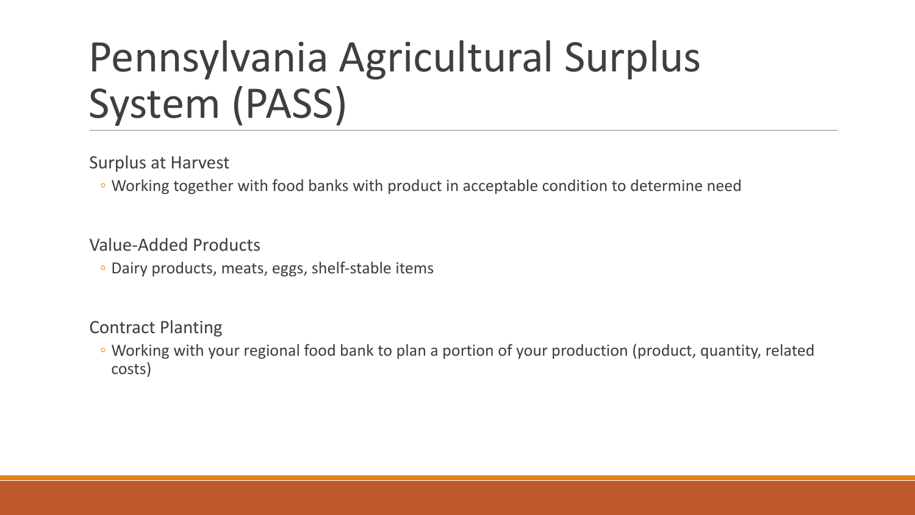# Pennsylvania Agricultural Surplus System (PASS)

Surplus at Harvest

- Working together with food banks with product in acceptable condition to determine need

Value-Added Products

- Dairy products, meats, eggs, shelf-stable items

Contract Planting

- Working with your regional food bank to plan a portion of your production (product, quantity, related costs)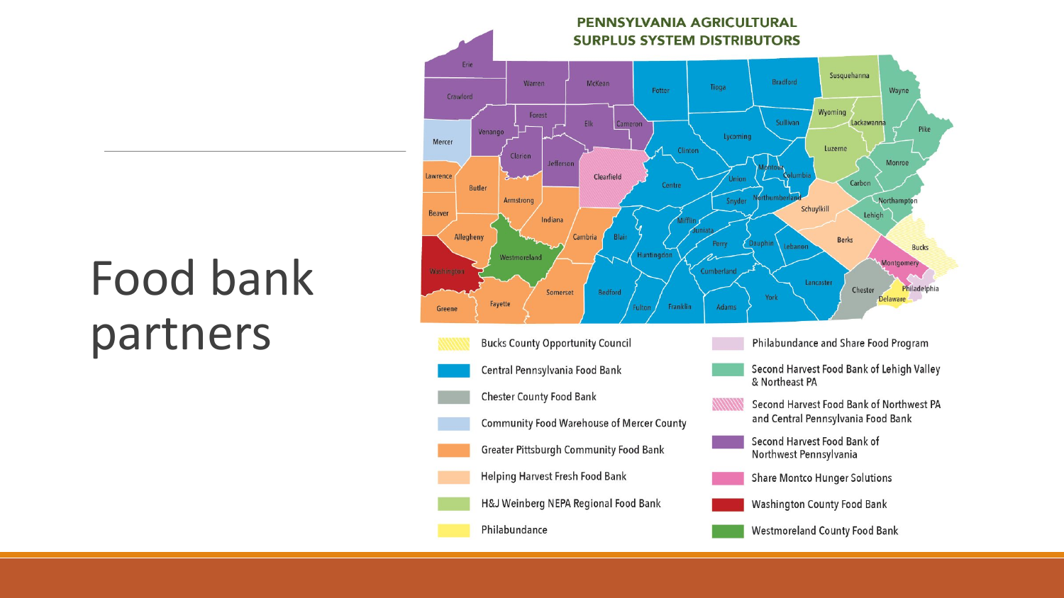# Food bank partners

**PENNSYLVANIA AGRICULTURAL SURPLUS SYSTEM DISTRIBUTORS**

- Bucks County Opportunity Council
- Central Pennsylvania Food Bank
- Chester County Food Bank
- Community Food Warehouse of Mercer County
- Greater Pittsburgh Community Food Bank
- Helping Harvest Fresh Food Bank
- H&J Weinberg NEPA Regional Food Bank
- Philabundance
- Philabundance and Share Food Program
- Second Harvest Food Bank of Lehigh Valley & Northeast PA
- Second Harvest Food Bank of Northwest PA and Central Pennsylvania Food Bank
- Second Harvest Food Bank of Northwest Pennsylvania
- Share Montco Hunger Solutions
- Washington County Food Bank
- Westmoreland County Food Bank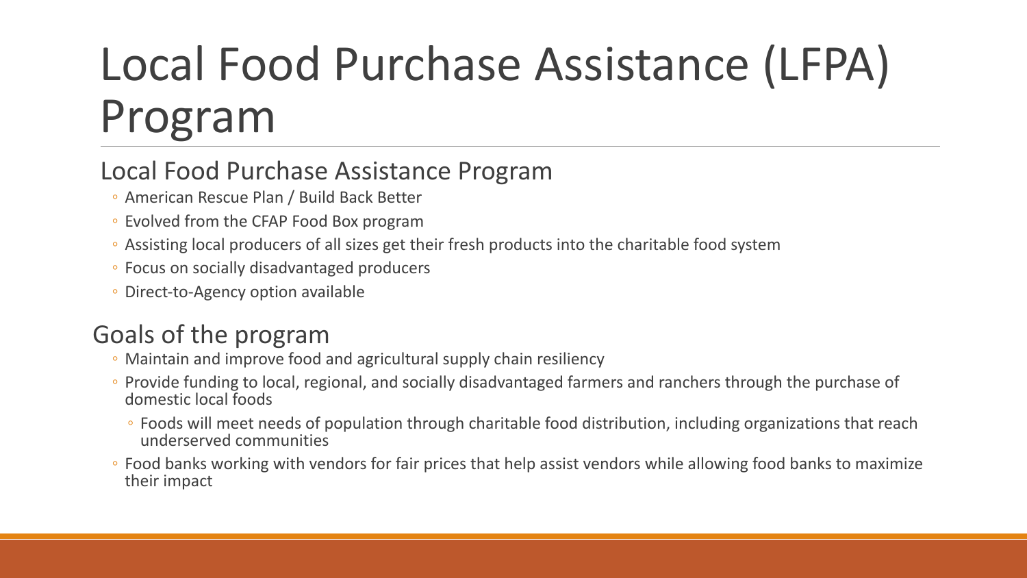# Local Food Purchase Assistance (LFPA) Program

## Local Food Purchase Assistance Program

- American Rescue Plan / Build Back Better
- Evolved from the CFAP Food Box program
- Assisting local producers of all sizes get their fresh products into the charitable food system
- Focus on socially disadvantaged producers
- Direct-to-Agency option available

## Goals of the program

- Maintain and improve food and agricultural supply chain resiliency
- Provide funding to local, regional, and socially disadvantaged farmers and ranchers through the purchase of domestic local foods
  - Foods will meet needs of population through charitable food distribution, including organizations that reach underserved communities
- Food banks working with vendors for fair prices that help assist vendors while allowing food banks to maximize their impact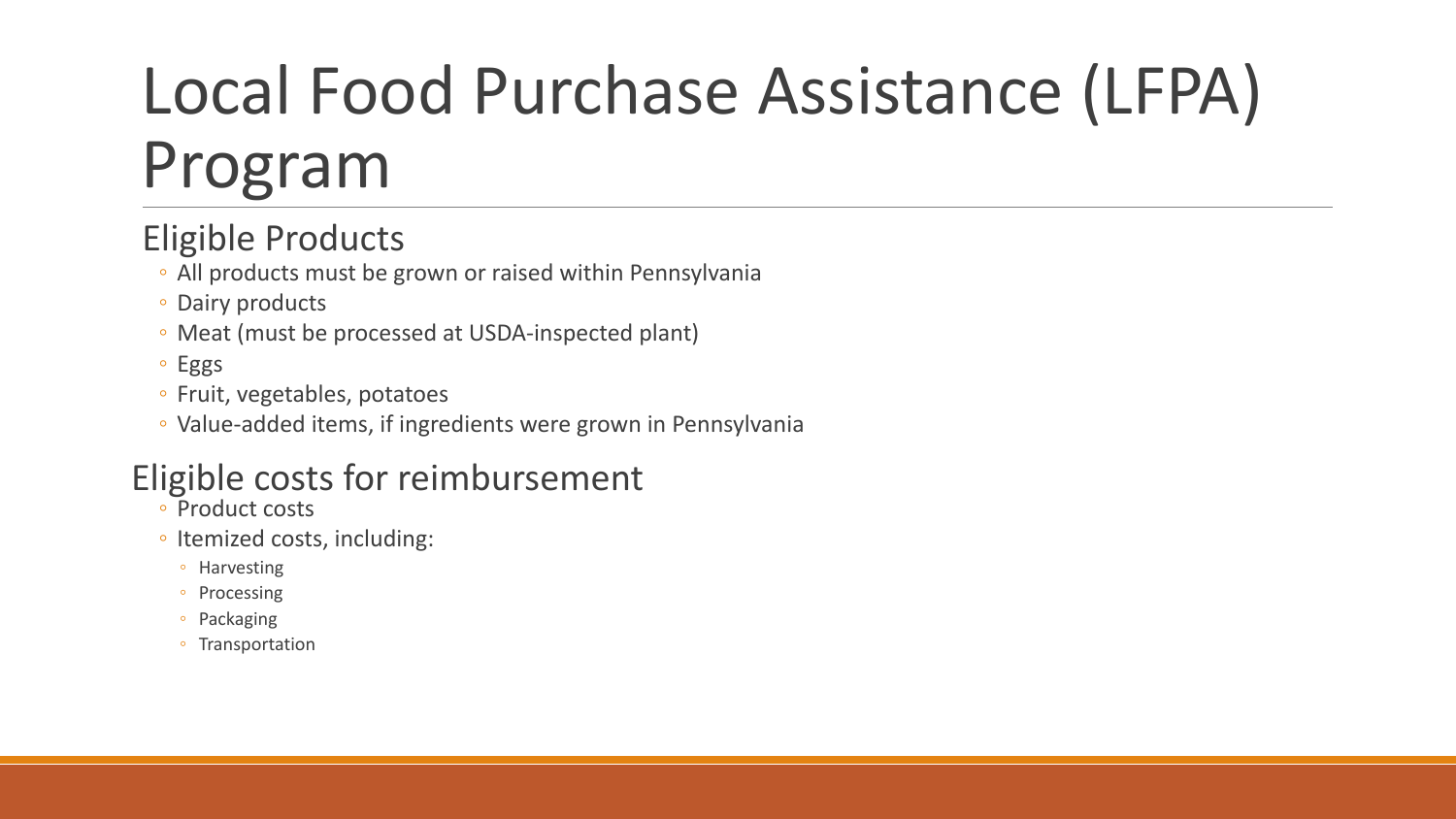# Local Food Purchase Assistance (LFPA) Program

## Eligible Products

- All products must be grown or raised within Pennsylvania
- Dairy products
- Meat (must be processed at USDA-inspected plant)
- Eggs
- Fruit, vegetables, potatoes
- Value-added items, if ingredients were grown in Pennsylvania

## Eligible costs for reimbursement

- Product costs
- Itemized costs, including:
  - Harvesting
  - Processing
  - Packaging
  - Transportation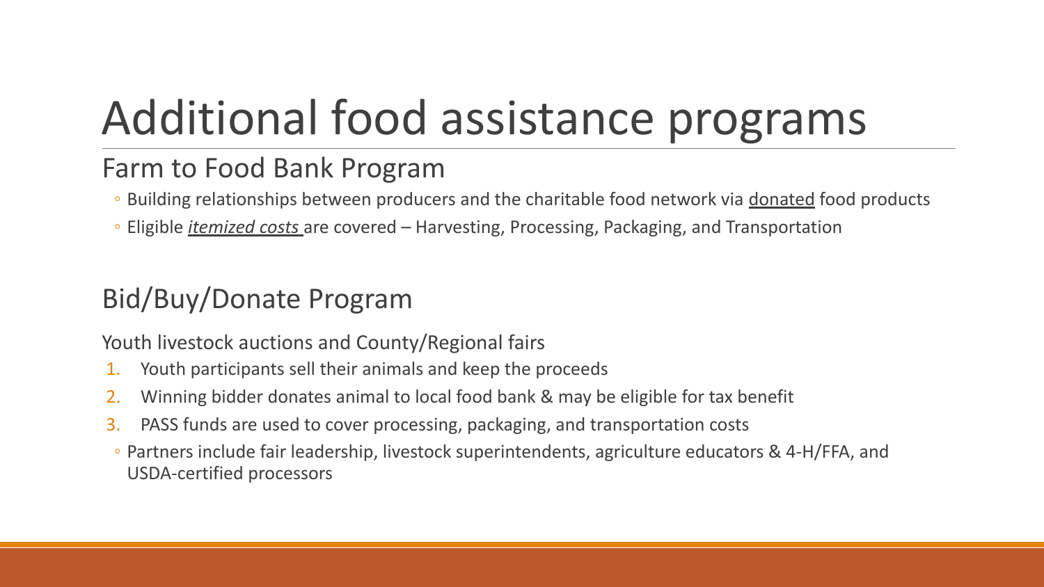# Additional food assistance programs

## Farm to Food Bank Program

- Building relationships between producers and the charitable food network via donated food products
- Eligible *itemized costs* are covered – Harvesting, Processing, Packaging, and Transportation

## Bid/Buy/Donate Program

Youth livestock auctions and County/Regional fairs

1. Youth participants sell their animals and keep the proceeds
2. Winning bidder donates animal to local food bank & may be eligible for tax benefit
3. PASS funds are used to cover processing, packaging, and transportation costs

- Partners include fair leadership, livestock superintendents, agriculture educators & 4-H/FFA, and USDA-certified processors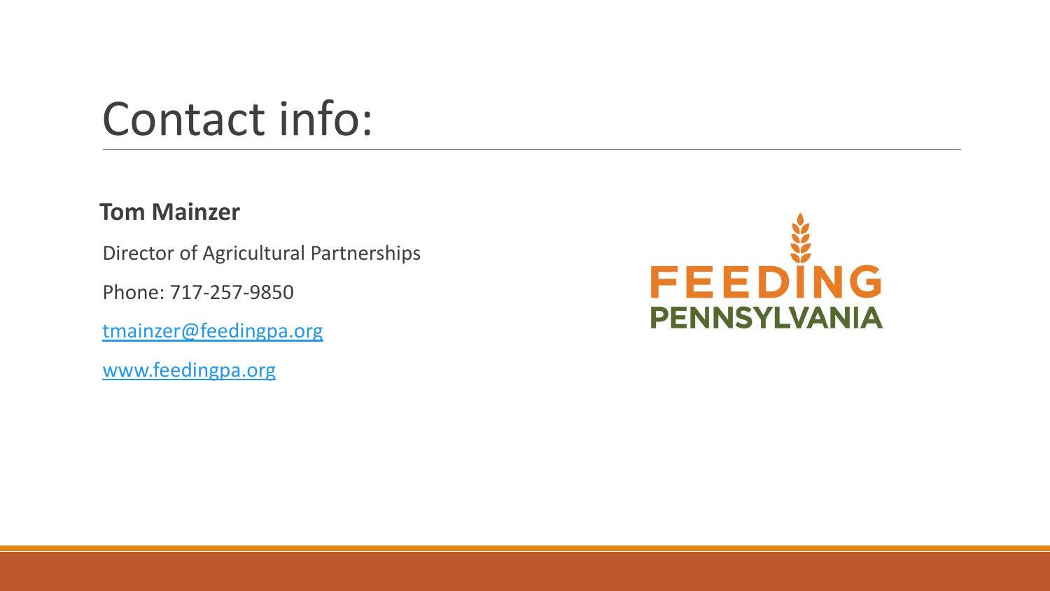# Contact info:

**Tom Mainzer**

Director of Agricultural Partnerships

Phone: 717-257-9850

tmainzer@feedingpa.org

www.feedingpa.org

FEEDING PENNSYLVANIA